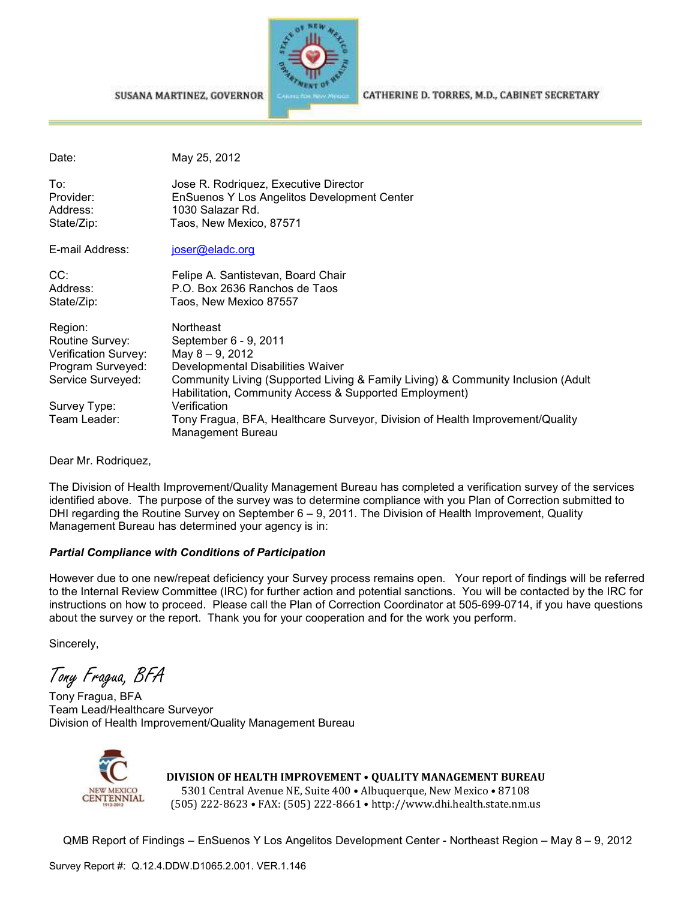SUSANA MARTINEZ, GOVERNOR

CATHERINE D. TORRES, M.D., CABINET SECRETARY

| | |
|---|---|
| Date: | May 25, 2012 |
| To: | Jose R. Rodriquez, Executive Director |
| Provider: | EnSuenos Y Los Angelitos Development Center |
| Address: | 1030 Salazar Rd. |
| State/Zip: | Taos, New Mexico, 87571 |
| E-mail Address: | joser@eladc.org |
| CC: | Felipe A. Santistevan, Board Chair |
| Address: | P.O. Box 2636 Ranchos de Taos |
| State/Zip: | Taos, New Mexico 87557 |
| Region: | Northeast |
| Routine Survey: | September 6 - 9, 2011 |
| Verification Survey: | May 8 – 9, 2012 |
| Program Surveyed: | Developmental Disabilities Waiver |
| Service Surveyed: | Community Living (Supported Living & Family Living) & Community Inclusion (Adult Habilitation, Community Access & Supported Employment) |
| Survey Type: | Verification |
| Team Leader: | Tony Fragua, BFA, Healthcare Surveyor, Division of Health Improvement/Quality Management Bureau |

Dear Mr. Rodriquez,

The Division of Health Improvement/Quality Management Bureau has completed a verification survey of the services identified above. The purpose of the survey was to determine compliance with you Plan of Correction submitted to DHI regarding the Routine Survey on September 6 – 9, 2011. The Division of Health Improvement, Quality Management Bureau has determined your agency is in:

***Partial Compliance with Conditions of Participation***

However due to one new/repeat deficiency your Survey process remains open. Your report of findings will be referred to the Internal Review Committee (IRC) for further action and potential sanctions. You will be contacted by the IRC for instructions on how to proceed. Please call the Plan of Correction Coordinator at 505-699-0714, if you have questions about the survey or the report. Thank you for your cooperation and for the work you perform.

Sincerely,

*Tony Fragua, BFA*

Tony Fragua, BFA
Team Lead/Healthcare Surveyor
Division of Health Improvement/Quality Management Bureau

**DIVISION OF HEALTH IMPROVEMENT • QUALITY MANAGEMENT BUREAU**
5301 Central Avenue NE, Suite 400 • Albuquerque, New Mexico • 87108
(505) 222-8623 • FAX: (505) 222-8661 • http://www.dhi.health.state.nm.us

QMB Report of Findings – EnSuenos Y Los Angelitos Development Center - Northeast Region – May 8 – 9, 2012

Survey Report #: Q.12.4.DDW.D1065.2.001. VER.1.146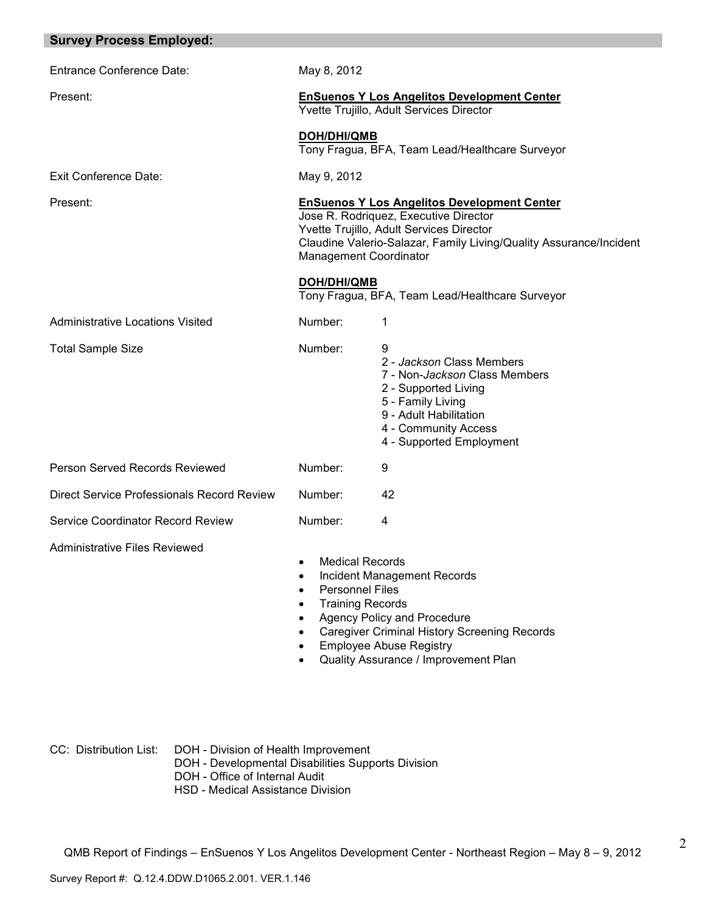## Survey Process Employed:

| | | |
|---|---|---|
| Entrance Conference Date: | May 8, 2012 | |
| Present: | **EnSuenos Y Los Angelitos Development Center**<br>Yvette Trujillo, Adult Services Director<br><br>**DOH/DHI/QMB**<br>Tony Fragua, BFA, Team Lead/Healthcare Surveyor | |
| Exit Conference Date: | May 9, 2012 | |
| Present: | **EnSuenos Y Los Angelitos Development Center**<br>Jose R. Rodriquez, Executive Director<br>Yvette Trujillo, Adult Services Director<br>Claudine Valerio-Salazar, Family Living/Quality Assurance/Incident Management Coordinator<br><br>**DOH/DHI/QMB**<br>Tony Fragua, BFA, Team Lead/Healthcare Surveyor | |
| Administrative Locations Visited | Number: | 1 |
| Total Sample Size | Number: | 9<br>2 - *Jackson* Class Members<br>7 - Non-*Jackson* Class Members<br>2 - Supported Living<br>5 - Family Living<br>9 - Adult Habilitation<br>4 - Community Access<br>4 - Supported Employment |
| Person Served Records Reviewed | Number: | 9 |
| Direct Service Professionals Record Review | Number: | 42 |
| Service Coordinator Record Review | Number: | 4 |

Administrative Files Reviewed

- Medical Records
- Incident Management Records
- Personnel Files
- Training Records
- Agency Policy and Procedure
- Caregiver Criminal History Screening Records
- Employee Abuse Registry
- Quality Assurance / Improvement Plan

CC: Distribution List:
DOH - Division of Health Improvement
DOH - Developmental Disabilities Supports Division
DOH - Office of Internal Audit
HSD - Medical Assistance Division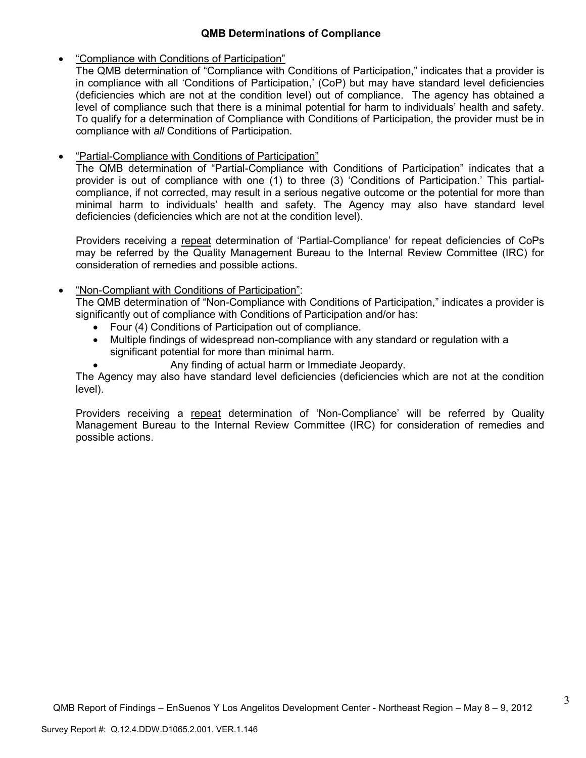## QMB Determinations of Compliance

- "Compliance with Conditions of Participation"
  The QMB determination of "Compliance with Conditions of Participation," indicates that a provider is in compliance with all 'Conditions of Participation,' (CoP) but may have standard level deficiencies (deficiencies which are not at the condition level) out of compliance. The agency has obtained a level of compliance such that there is a minimal potential for harm to individuals' health and safety. To qualify for a determination of Compliance with Conditions of Participation, the provider must be in compliance with *all* Conditions of Participation.

- "Partial-Compliance with Conditions of Participation"
  The QMB determination of "Partial-Compliance with Conditions of Participation" indicates that a provider is out of compliance with one (1) to three (3) 'Conditions of Participation.' This partial-compliance, if not corrected, may result in a serious negative outcome or the potential for more than minimal harm to individuals' health and safety. The Agency may also have standard level deficiencies (deficiencies which are not at the condition level).

  Providers receiving a repeat determination of 'Partial-Compliance' for repeat deficiencies of CoPs may be referred by the Quality Management Bureau to the Internal Review Committee (IRC) for consideration of remedies and possible actions.

- "Non-Compliant with Conditions of Participation":
  The QMB determination of "Non-Compliance with Conditions of Participation," indicates a provider is significantly out of compliance with Conditions of Participation and/or has:
  - Four (4) Conditions of Participation out of compliance.
  - Multiple findings of widespread non-compliance with any standard or regulation with a significant potential for more than minimal harm.
  - Any finding of actual harm or Immediate Jeopardy.

  The Agency may also have standard level deficiencies (deficiencies which are not at the condition level).

  Providers receiving a repeat determination of 'Non-Compliance' will be referred by Quality Management Bureau to the Internal Review Committee (IRC) for consideration of remedies and possible actions.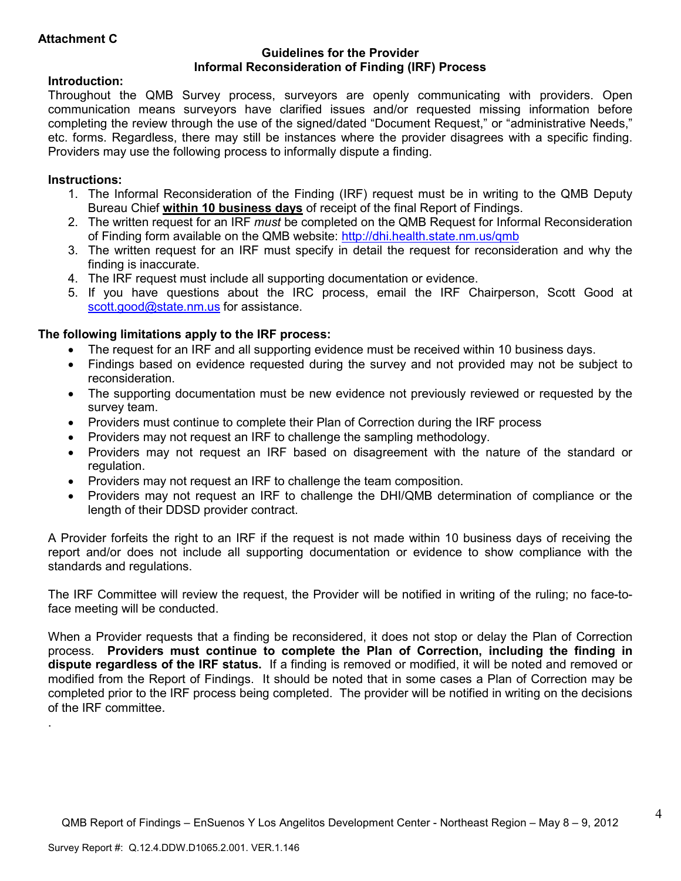**Attachment C**

**Guidelines for the Provider**
**Informal Reconsideration of Finding (IRF) Process**

**Introduction:**
Throughout the QMB Survey process, surveyors are openly communicating with providers. Open communication means surveyors have clarified issues and/or requested missing information before completing the review through the use of the signed/dated "Document Request," or "administrative Needs," etc. forms. Regardless, there may still be instances where the provider disagrees with a specific finding. Providers may use the following process to informally dispute a finding.

**Instructions:**

1. The Informal Reconsideration of the Finding (IRF) request must be in writing to the QMB Deputy Bureau Chief **within 10 business days** of receipt of the final Report of Findings.
2. The written request for an IRF *must* be completed on the QMB Request for Informal Reconsideration of Finding form available on the QMB website: http://dhi.health.state.nm.us/qmb
3. The written request for an IRF must specify in detail the request for reconsideration and why the finding is inaccurate.
4. The IRF request must include all supporting documentation or evidence.
5. If you have questions about the IRC process, email the IRF Chairperson, Scott Good at scott.good@state.nm.us for assistance.

**The following limitations apply to the IRF process:**

- The request for an IRF and all supporting evidence must be received within 10 business days.
- Findings based on evidence requested during the survey and not provided may not be subject to reconsideration.
- The supporting documentation must be new evidence not previously reviewed or requested by the survey team.
- Providers must continue to complete their Plan of Correction during the IRF process
- Providers may not request an IRF to challenge the sampling methodology.
- Providers may not request an IRF based on disagreement with the nature of the standard or regulation.
- Providers may not request an IRF to challenge the team composition.
- Providers may not request an IRF to challenge the DHI/QMB determination of compliance or the length of their DDSD provider contract.

A Provider forfeits the right to an IRF if the request is not made within 10 business days of receiving the report and/or does not include all supporting documentation or evidence to show compliance with the standards and regulations.

The IRF Committee will review the request, the Provider will be notified in writing of the ruling; no face-to-face meeting will be conducted.

When a Provider requests that a finding be reconsidered, it does not stop or delay the Plan of Correction process. **Providers must continue to complete the Plan of Correction, including the finding in dispute regardless of the IRF status.** If a finding is removed or modified, it will be noted and removed or modified from the Report of Findings. It should be noted that in some cases a Plan of Correction may be completed prior to the IRF process being completed. The provider will be notified in writing on the decisions of the IRF committee.

.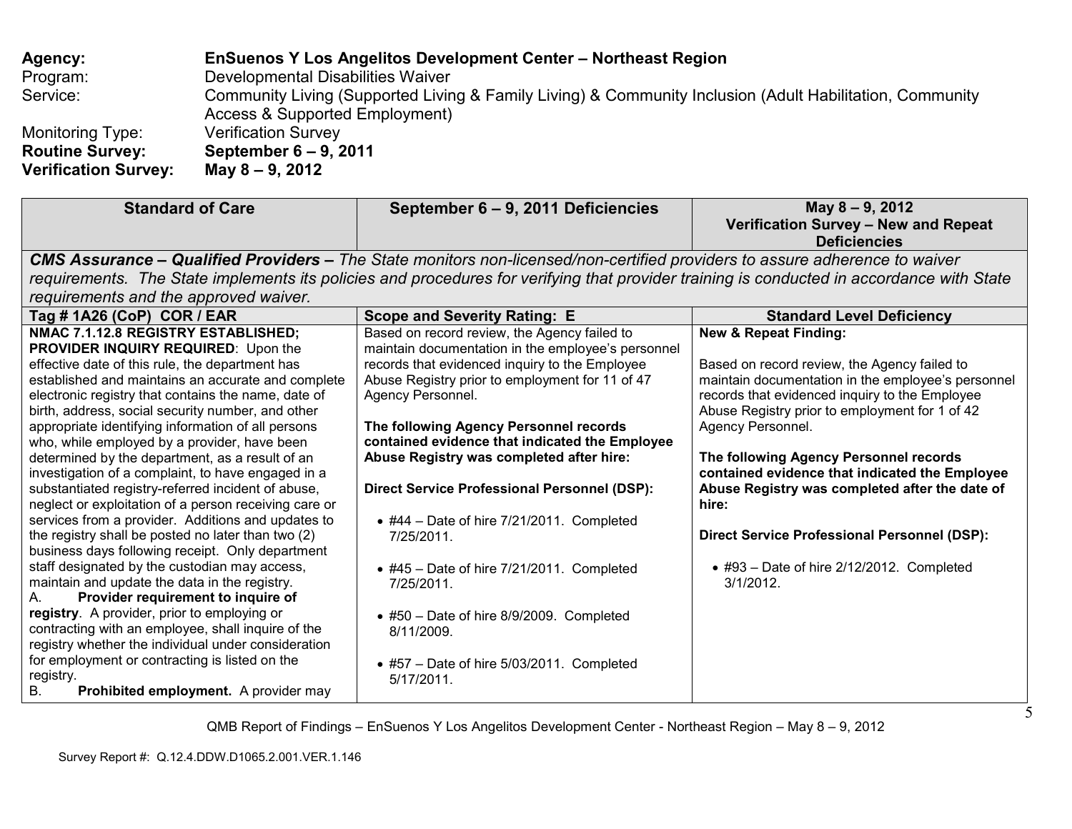**Agency:** **EnSuenos Y Los Angelitos Development Center – Northeast Region**
Program: Developmental Disabilities Waiver
Service: Community Living (Supported Living & Family Living) & Community Inclusion (Adult Habilitation, Community Access & Supported Employment)
Monitoring Type: Verification Survey
**Routine Survey:** **September 6 – 9, 2011**
**Verification Survey:** **May 8 – 9, 2012**

| Standard of Care | September 6 – 9, 2011 Deficiencies | May 8 – 9, 2012 Verification Survey – New and Repeat Deficiencies |
|---|---|---|
| ***CMS Assurance – Qualified Providers –*** *The State monitors non-licensed/non-certified providers to assure adherence to waiver requirements. The State implements its policies and procedures for verifying that provider training is conducted in accordance with State requirements and the approved waiver.* | | |
| **Tag # 1A26 (CoP) COR / EAR** | **Scope and Severity Rating: E** | **Standard Level Deficiency** |
| **NMAC 7.1.12.8 REGISTRY ESTABLISHED; PROVIDER INQUIRY REQUIRED**: Upon the effective date of this rule, the department has established and maintains an accurate and complete electronic registry that contains the name, date of birth, address, social security number, and other appropriate identifying information of all persons who, while employed by a provider, have been determined by the department, as a result of an investigation of a complaint, to have engaged in a substantiated registry-referred incident of abuse, neglect or exploitation of a person receiving care or services from a provider. Additions and updates to the registry shall be posted no later than two (2) business days following receipt. Only department staff designated by the custodian may access, maintain and update the data in the registry.<br>A. **Provider requirement to inquire of registry**. A provider, prior to employing or contracting with an employee, shall inquire of the registry whether the individual under consideration for employment or contracting is listed on the registry.<br>B. **Prohibited employment.** A provider may | Based on record review, the Agency failed to maintain documentation in the employee's personnel records that evidenced inquiry to the Employee Abuse Registry prior to employment for 11 of 47 Agency Personnel.<br><br>**The following Agency Personnel records contained evidence that indicated the Employee Abuse Registry was completed after hire:**<br><br>**Direct Service Professional Personnel (DSP):**<br><br>• #44 – Date of hire 7/21/2011. Completed 7/25/2011.<br><br>• #45 – Date of hire 7/21/2011. Completed 7/25/2011.<br><br>• #50 – Date of hire 8/9/2009. Completed 8/11/2009.<br><br>• #57 – Date of hire 5/03/2011. Completed 5/17/2011. | **New & Repeat Finding:**<br><br>Based on record review, the Agency failed to maintain documentation in the employee's personnel records that evidenced inquiry to the Employee Abuse Registry prior to employment for 1 of 42 Agency Personnel.<br><br>**The following Agency Personnel records contained evidence that indicated the Employee Abuse Registry was completed after the date of hire:**<br><br>**Direct Service Professional Personnel (DSP):**<br><br>• #93 – Date of hire 2/12/2012. Completed 3/1/2012. |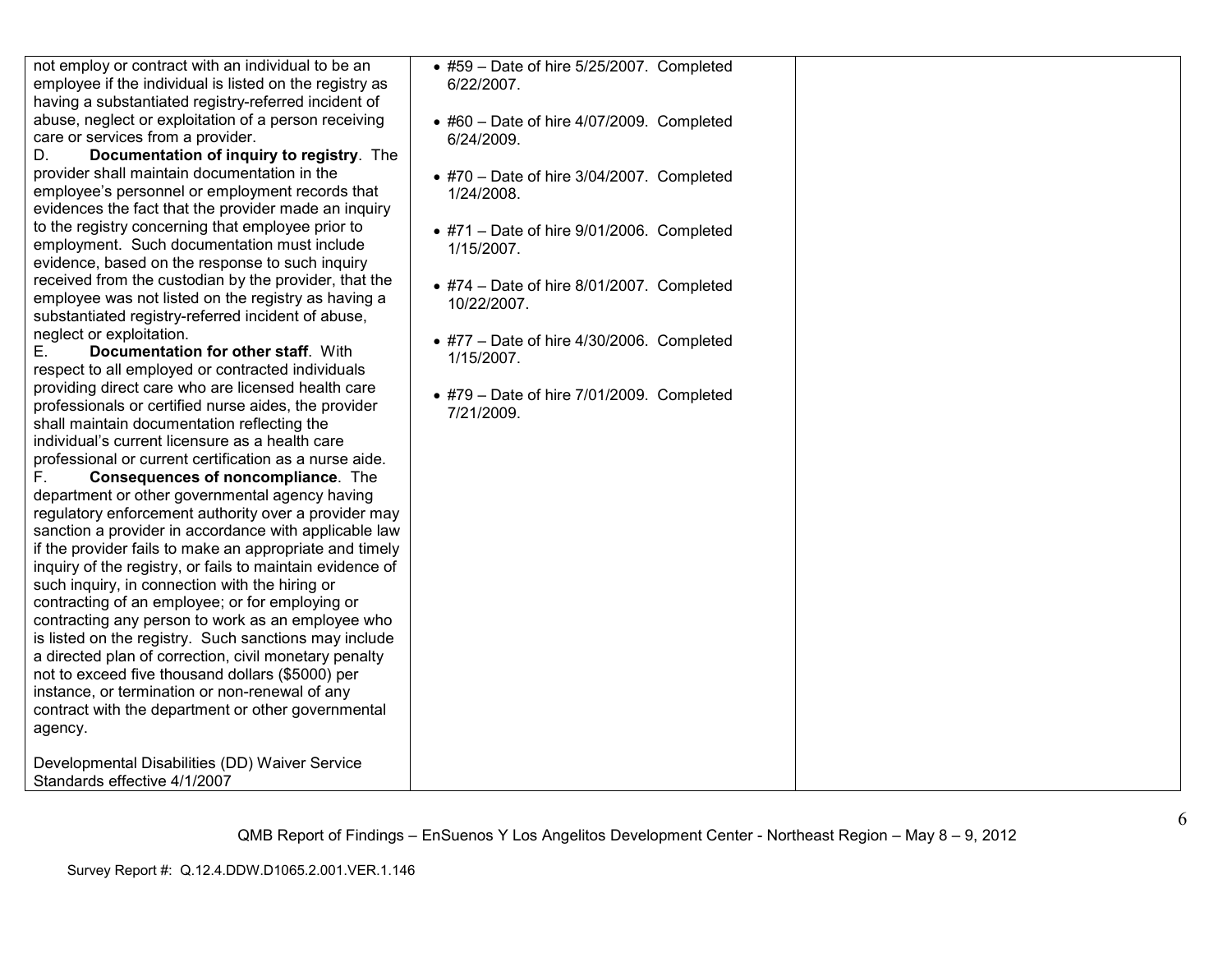| | | |
|---|---|---|
| not employ or contract with an individual to be an employee if the individual is listed on the registry as having a substantiated registry-referred incident of abuse, neglect or exploitation of a person receiving care or services from a provider.<br>D. **Documentation of inquiry to registry**. The provider shall maintain documentation in the employee's personnel or employment records that evidences the fact that the provider made an inquiry to the registry concerning that employee prior to employment. Such documentation must include evidence, based on the response to such inquiry received from the custodian by the provider, that the employee was not listed on the registry as having a substantiated registry-referred incident of abuse, neglect or exploitation.<br>E. **Documentation for other staff**. With respect to all employed or contracted individuals providing direct care who are licensed health care professionals or certified nurse aides, the provider shall maintain documentation reflecting the individual's current licensure as a health care professional or current certification as a nurse aide.<br>F. **Consequences of noncompliance**. The department or other governmental agency having regulatory enforcement authority over a provider may sanction a provider in accordance with applicable law if the provider fails to make an appropriate and timely inquiry of the registry, or fails to maintain evidence of such inquiry, in connection with the hiring or contracting of an employee; or for employing or contracting any person to work as an employee who is listed on the registry. Such sanctions may include a directed plan of correction, civil monetary penalty not to exceed five thousand dollars ($5000) per instance, or termination or non-renewal of any contract with the department or other governmental agency.<br><br>Developmental Disabilities (DD) Waiver Service Standards effective 4/1/2007 | • #59 – Date of hire 5/25/2007. Completed 6/22/2007.<br><br>• #60 – Date of hire 4/07/2009. Completed 6/24/2009.<br><br>• #70 – Date of hire 3/04/2007. Completed 1/24/2008.<br><br>• #71 – Date of hire 9/01/2006. Completed 1/15/2007.<br><br>• #74 – Date of hire 8/01/2007. Completed 10/22/2007.<br><br>• #77 – Date of hire 4/30/2006. Completed 1/15/2007.<br><br>• #79 – Date of hire 7/01/2009. Completed 7/21/2009. | |

QMB Report of Findings – EnSuenos Y Los Angelitos Development Center - Northeast Region – May 8 – 9, 2012

Survey Report #: Q.12.4.DDW.D1065.2.001.VER.1.146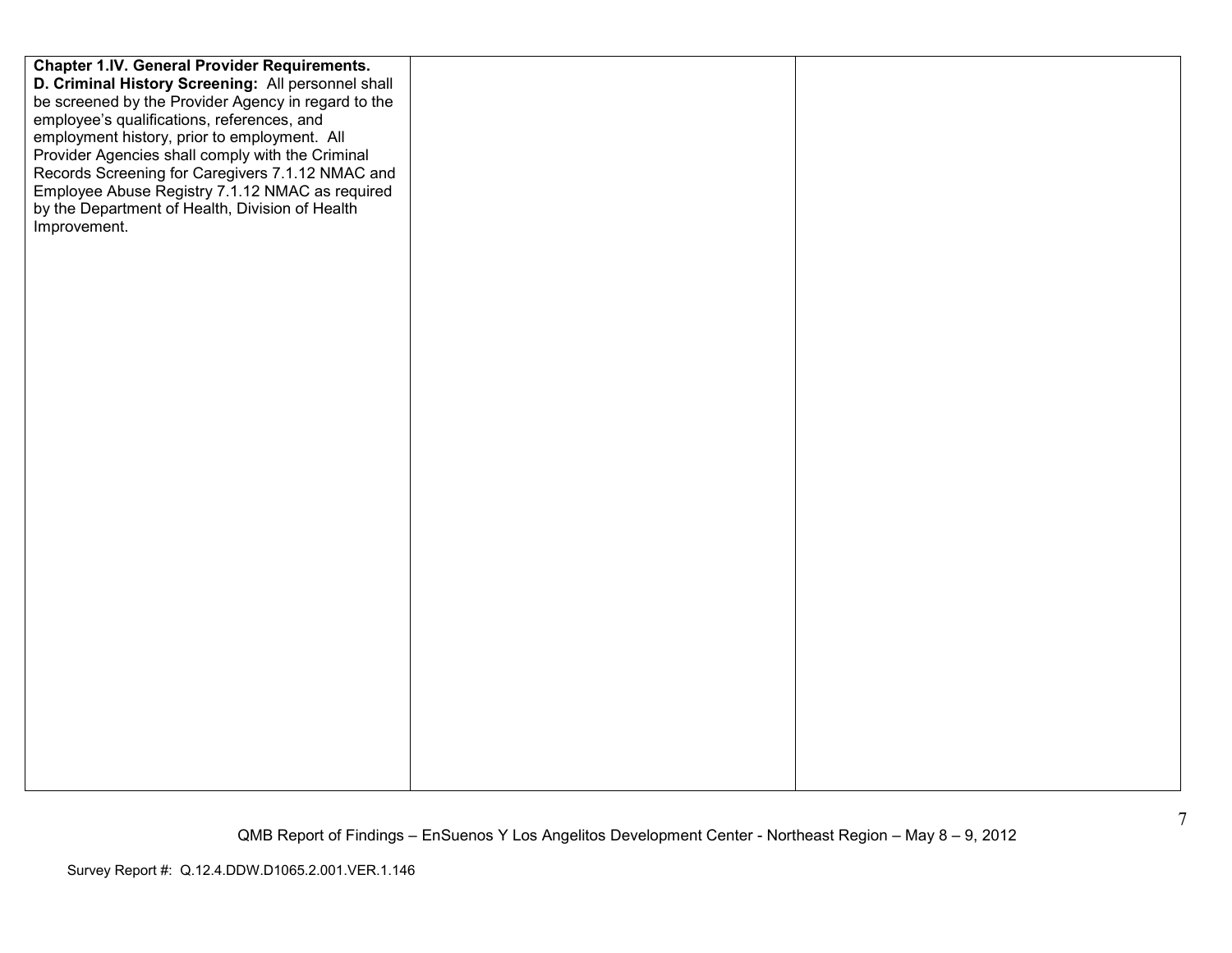| | | |
|---|---|---|
| **Chapter 1.IV. General Provider Requirements.** **D. Criminal History Screening:** All personnel shall be screened by the Provider Agency in regard to the employee's qualifications, references, and employment history, prior to employment. All Provider Agencies shall comply with the Criminal Records Screening for Caregivers 7.1.12 NMAC and Employee Abuse Registry 7.1.12 NMAC as required by the Department of Health, Division of Health Improvement. | | |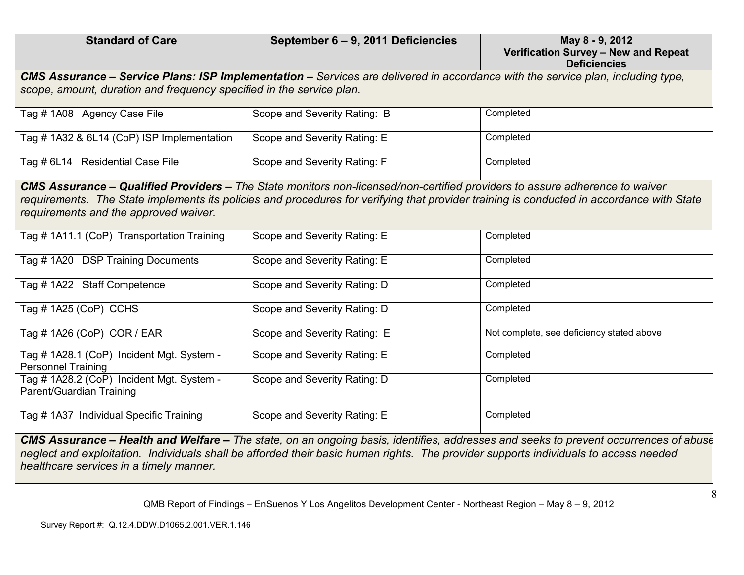| Standard of Care | September 6 – 9, 2011 Deficiencies | May 8 - 9, 2012 Verification Survey – New and Repeat Deficiencies |
|---|---|---|
| ***CMS Assurance – Service Plans: ISP Implementation –** Services are delivered in accordance with the service plan, including type, scope, amount, duration and frequency specified in the service plan.* | | |
| Tag # 1A08 Agency Case File | Scope and Severity Rating: B | Completed |
| Tag # 1A32 & 6L14 (CoP) ISP Implementation | Scope and Severity Rating: E | Completed |
| Tag # 6L14 Residential Case File | Scope and Severity Rating: F | Completed |
| ***CMS Assurance – Qualified Providers –** The State monitors non-licensed/non-certified providers to assure adherence to waiver requirements. The State implements its policies and procedures for verifying that provider training is conducted in accordance with State requirements and the approved waiver.* | | |
| Tag # 1A11.1 (CoP) Transportation Training | Scope and Severity Rating: E | Completed |
| Tag # 1A20 DSP Training Documents | Scope and Severity Rating: E | Completed |
| Tag # 1A22 Staff Competence | Scope and Severity Rating: D | Completed |
| Tag # 1A25 (CoP) CCHS | Scope and Severity Rating: D | Completed |
| Tag # 1A26 (CoP) COR / EAR | Scope and Severity Rating: E | Not complete, see deficiency stated above |
| Tag # 1A28.1 (CoP) Incident Mgt. System - Personnel Training | Scope and Severity Rating: E | Completed |
| Tag # 1A28.2 (CoP) Incident Mgt. System - Parent/Guardian Training | Scope and Severity Rating: D | Completed |
| Tag # 1A37 Individual Specific Training | Scope and Severity Rating: E | Completed |
| ***CMS Assurance – Health and Welfare –** The state, on an ongoing basis, identifies, addresses and seeks to prevent occurrences of abuse neglect and exploitation. Individuals shall be afforded their basic human rights. The provider supports individuals to access needed healthcare services in a timely manner.* | | |

QMB Report of Findings – EnSuenos Y Los Angelitos Development Center - Northeast Region – May 8 – 9, 2012

Survey Report #: Q.12.4.DDW.D1065.2.001.VER.1.146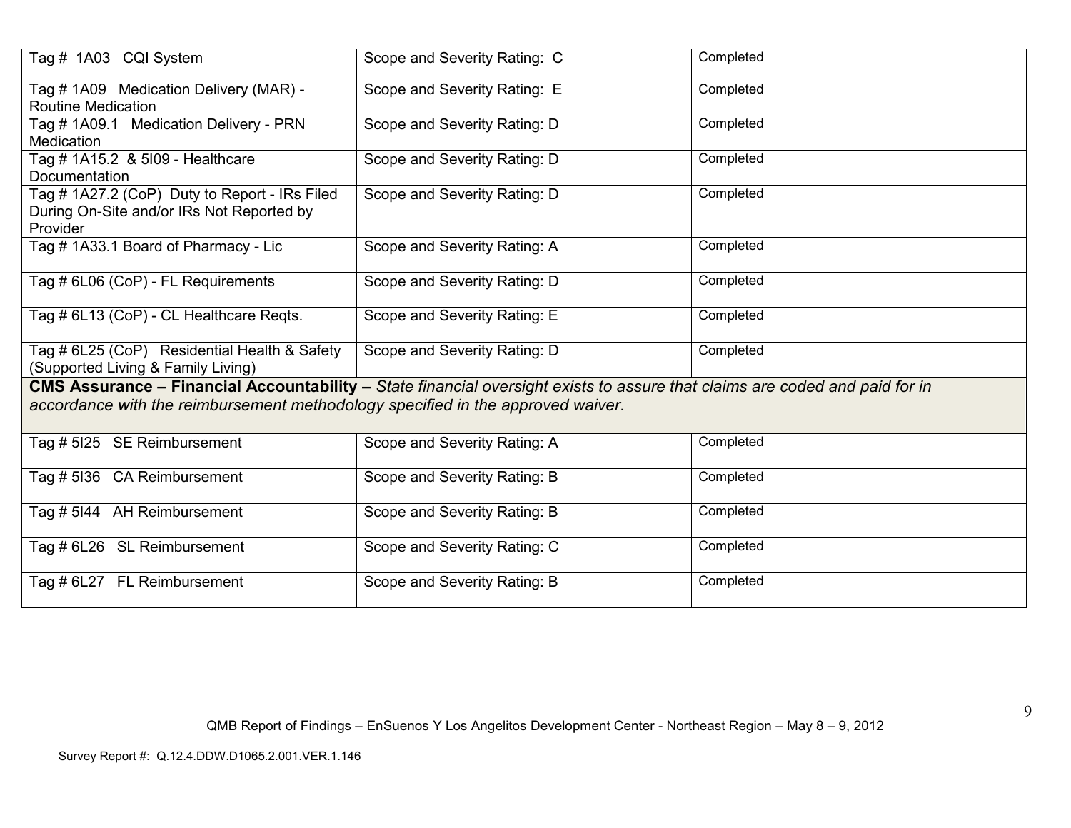| | | |
|---|---|---|
| Tag # 1A03 CQI System | Scope and Severity Rating: C | Completed |
| Tag # 1A09 Medication Delivery (MAR) - Routine Medication | Scope and Severity Rating: E | Completed |
| Tag # 1A09.1 Medication Delivery - PRN Medication | Scope and Severity Rating: D | Completed |
| Tag # 1A15.2 & 5I09 - Healthcare Documentation | Scope and Severity Rating: D | Completed |
| Tag # 1A27.2 (CoP) Duty to Report - IRs Filed During On-Site and/or IRs Not Reported by Provider | Scope and Severity Rating: D | Completed |
| Tag # 1A33.1 Board of Pharmacy - Lic | Scope and Severity Rating: A | Completed |
| Tag # 6L06 (CoP) - FL Requirements | Scope and Severity Rating: D | Completed |
| Tag # 6L13 (CoP) - CL Healthcare Reqts. | Scope and Severity Rating: E | Completed |
| Tag # 6L25 (CoP) Residential Health & Safety (Supported Living & Family Living) | Scope and Severity Rating: D | Completed |
| **CMS Assurance – Financial Accountability –** *State financial oversight exists to assure that claims are coded and paid for in accordance with the reimbursement methodology specified in the approved waiver.* | | |
| Tag # 5I25 SE Reimbursement | Scope and Severity Rating: A | Completed |
| Tag # 5I36 CA Reimbursement | Scope and Severity Rating: B | Completed |
| Tag # 5I44 AH Reimbursement | Scope and Severity Rating: B | Completed |
| Tag # 6L26 SL Reimbursement | Scope and Severity Rating: C | Completed |
| Tag # 6L27 FL Reimbursement | Scope and Severity Rating: B | Completed |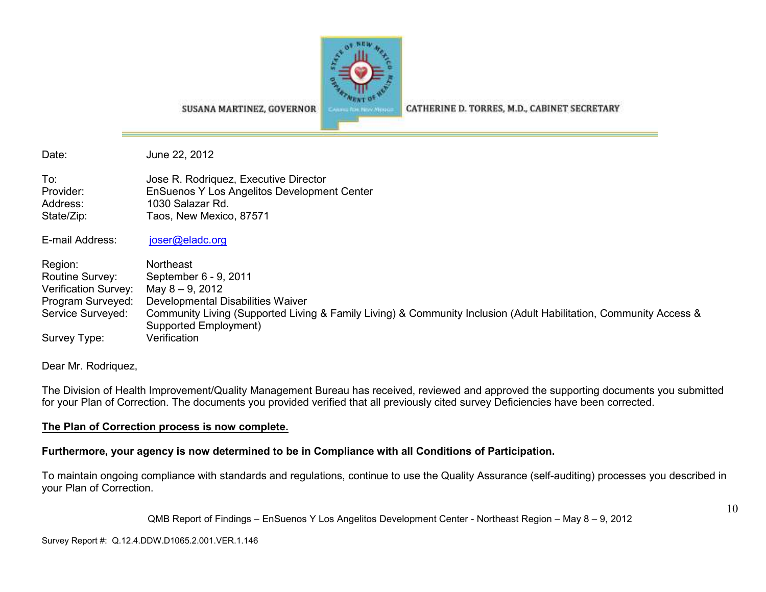SUSANA MARTINEZ, GOVERNOR CATHERINE D. TORRES, M.D., CABINET SECRETARY

Date: June 22, 2012

To: Jose R. Rodriquez, Executive Director
Provider: EnSuenos Y Los Angelitos Development Center
Address: 1030 Salazar Rd.
State/Zip: Taos, New Mexico, 87571

E-mail Address: joser@eladc.org

Region: Northeast
Routine Survey: September 6 - 9, 2011
Verification Survey: May 8 – 9, 2012
Program Surveyed: Developmental Disabilities Waiver
Service Surveyed: Community Living (Supported Living & Family Living) & Community Inclusion (Adult Habilitation, Community Access & Supported Employment)
Survey Type: Verification

Dear Mr. Rodriquez,

The Division of Health Improvement/Quality Management Bureau has received, reviewed and approved the supporting documents you submitted for your Plan of Correction. The documents you provided verified that all previously cited survey Deficiencies have been corrected.

**The Plan of Correction process is now complete.**

**Furthermore, your agency is now determined to be in Compliance with all Conditions of Participation.**

To maintain ongoing compliance with standards and regulations, continue to use the Quality Assurance (self-auditing) processes you described in your Plan of Correction.

Survey Report #: Q.12.4.DDW.D1065.2.001.VER.1.146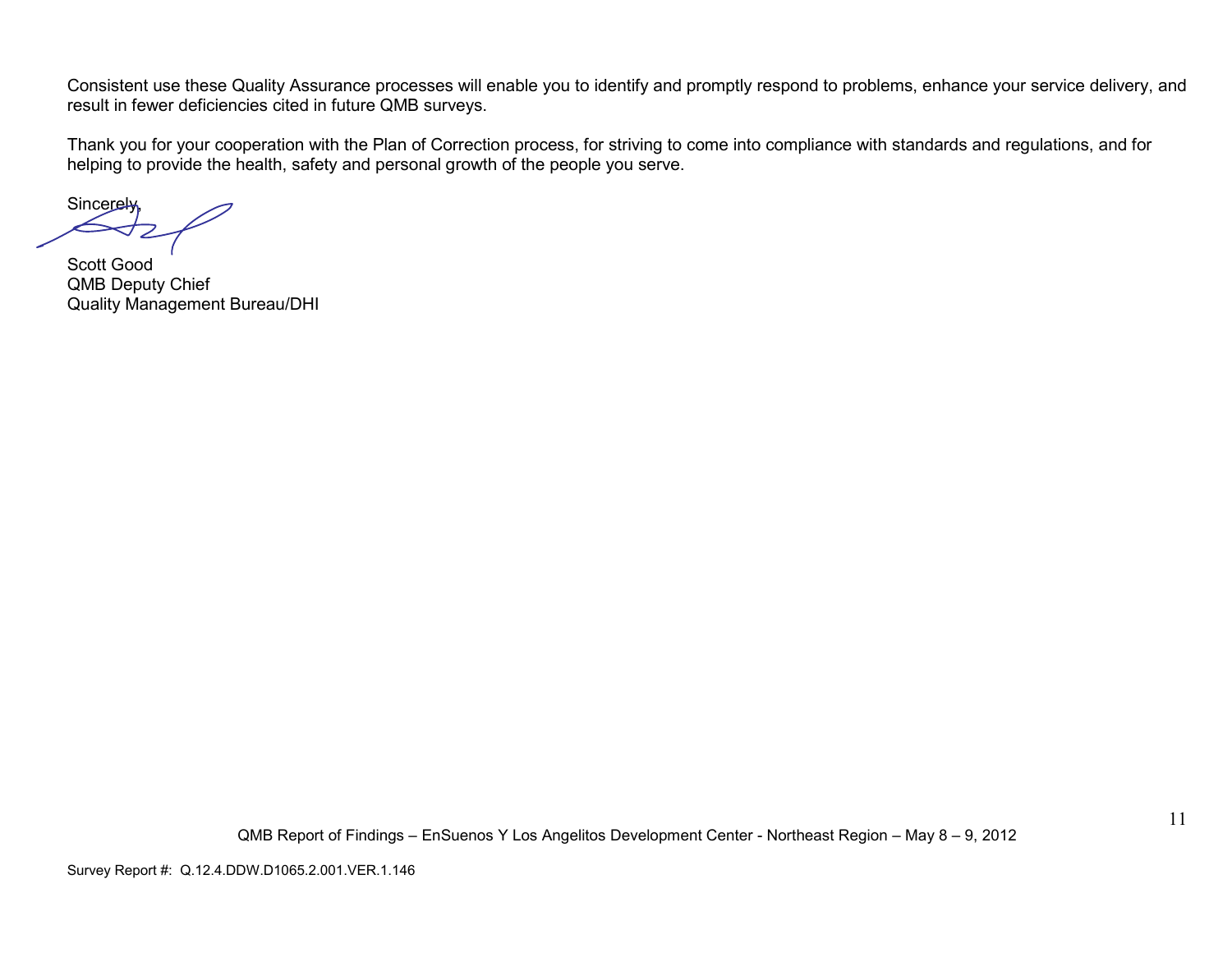Consistent use these Quality Assurance processes will enable you to identify and promptly respond to problems, enhance your service delivery, and result in fewer deficiencies cited in future QMB surveys.

Thank you for your cooperation with the Plan of Correction process, for striving to come into compliance with standards and regulations, and for helping to provide the health, safety and personal growth of the people you serve.

Sincerely,

Scott Good
QMB Deputy Chief
Quality Management Bureau/DHI